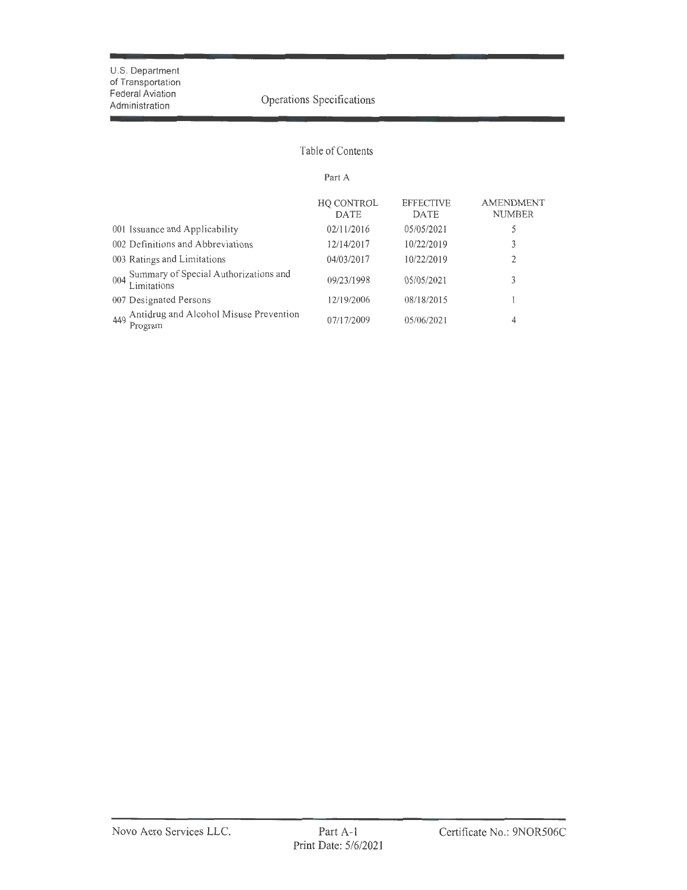U.S. Department of Transportation
Federal Aviation Administration

# Operations Specifications

## Table of Contents

### Part A

| | HQ CONTROL DATE | EFFECTIVE DATE | AMENDMENT NUMBER |
|---|---|---|---|
| 001 Issuance and Applicability | 02/11/2016 | 05/05/2021 | 5 |
| 002 Definitions and Abbreviations | 12/14/2017 | 10/22/2019 | 3 |
| 003 Ratings and Limitations | 04/03/2017 | 10/22/2019 | 2 |
| 004 Summary of Special Authorizations and Limitations | 09/23/1998 | 05/05/2021 | 3 |
| 007 Designated Persons | 12/19/2006 | 08/18/2015 | 1 |
| 449 Antidrug and Alcohol Misuse Prevention Program | 07/17/2009 | 05/06/2021 | 4 |

Novo Aero Services LLC. Part A-1 Print Date: 5/6/2021 Certificate No.: 9NOR506C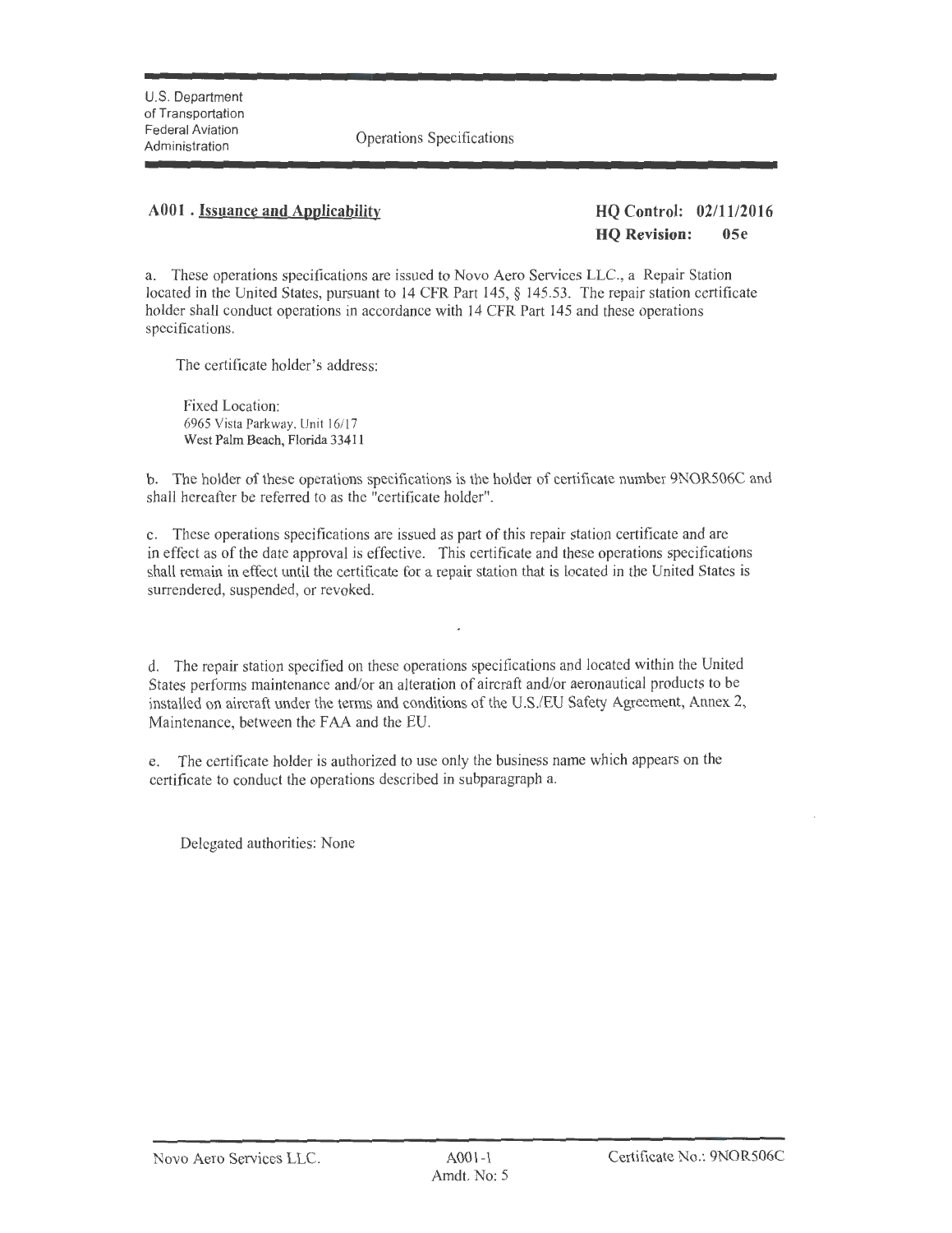U.S. Department of Transportation
Federal Aviation Administration

Operations Specifications

## A001 . Issuance and Applicability

**HQ Control: 02/11/2016**
**HQ Revision: 05e**

a. These operations specifications are issued to Novo Aero Services LLC., a Repair Station located in the United States, pursuant to 14 CFR Part 145, § 145.53. The repair station certificate holder shall conduct operations in accordance with 14 CFR Part 145 and these operations specifications.

The certificate holder's address:

Fixed Location:
6965 Vista Parkway, Unit 16/17
West Palm Beach, Florida 33411

b. The holder of these operations specifications is the holder of certificate number 9NOR506C and shall hereafter be referred to as the "certificate holder".

c. These operations specifications are issued as part of this repair station certificate and are in effect as of the date approval is effective. This certificate and these operations specifications shall remain in effect until the certificate for a repair station that is located in the United States is surrendered, suspended, or revoked.

d. The repair station specified on these operations specifications and located within the United States performs maintenance and/or an alteration of aircraft and/or aeronautical products to be installed on aircraft under the terms and conditions of the U.S./EU Safety Agreement, Annex 2, Maintenance, between the FAA and the EU.

e. The certificate holder is authorized to use only the business name which appears on the certificate to conduct the operations described in subparagraph a.

Delegated authorities: None

Novo Aero Services LLC. A001-1 Amdt. No: 5 Certificate No.: 9NOR506C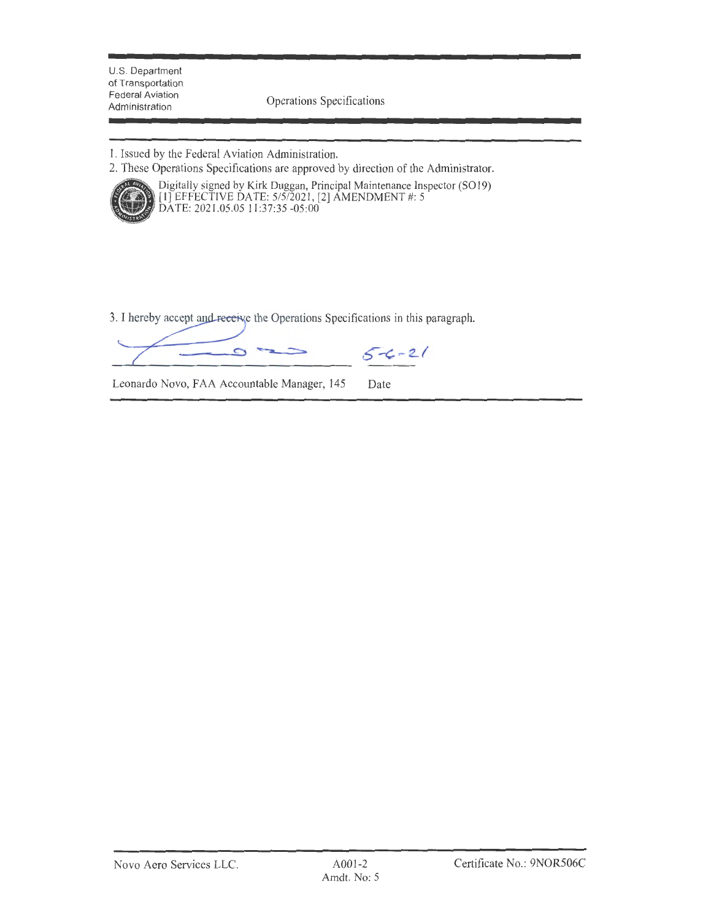U.S. Department of Transportation
Federal Aviation Administration

Operations Specifications

1. Issued by the Federal Aviation Administration.
2. These Operations Specifications are approved by direction of the Administrator.

Digitally signed by Kirk Duggan, Principal Maintenance Inspector (SO19)
[1] EFFECTIVE DATE: 5/5/2021, [2] AMENDMENT #: 5
DATE: 2021.05.05 11:37:35 -05:00

3. I hereby accept and receive the Operations Specifications in this paragraph.

5-6-21

Leonardo Novo, FAA Accountable Manager, 145 Date

Novo Aero Services LLC. A001-2 Amdt. No: 5 Certificate No.: 9NOR506C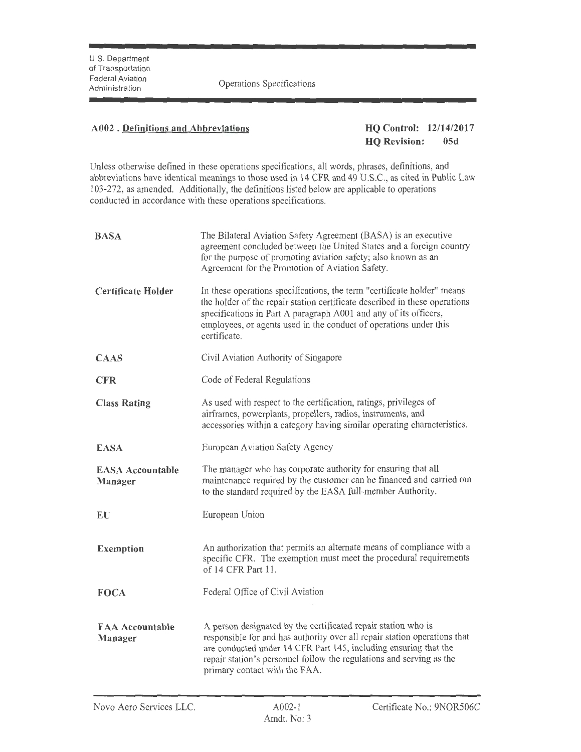U.S. Department of Transportation
Federal Aviation Administration

Operations Specifications

## A002 . Definitions and Abbreviations

**HQ Control: 12/14/2017**
**HQ Revision: 05d**

Unless otherwise defined in these operations specifications, all words, phrases, definitions, and abbreviations have identical meanings to those used in 14 CFR and 49 U.S.C., as cited in Public Law 103-272, as amended. Additionally, the definitions listed below are applicable to operations conducted in accordance with these operations specifications.

| | |
|---|---|
| **BASA** | The Bilateral Aviation Safety Agreement (BASA) is an executive agreement concluded between the United States and a foreign country for the purpose of promoting aviation safety; also known as an Agreement for the Promotion of Aviation Safety. |
| **Certificate Holder** | In these operations specifications, the term "certificate holder" means the holder of the repair station certificate described in these operations specifications in Part A paragraph A001 and any of its officers, employees, or agents used in the conduct of operations under this certificate. |
| **CAAS** | Civil Aviation Authority of Singapore |
| **CFR** | Code of Federal Regulations |
| **Class Rating** | As used with respect to the certification, ratings, privileges of airframes, powerplants, propellers, radios, instruments, and accessories within a category having similar operating characteristics. |
| **EASA** | European Aviation Safety Agency |
| **EASA Accountable Manager** | The manager who has corporate authority for ensuring that all maintenance required by the customer can be financed and carried out to the standard required by the EASA full-member Authority. |
| **EU** | European Union |
| **Exemption** | An authorization that permits an alternate means of compliance with a specific CFR. The exemption must meet the procedural requirements of 14 CFR Part 11. |
| **FOCA** | Federal Office of Civil Aviation |
| **FAA Accountable Manager** | A person designated by the certificated repair station who is responsible for and has authority over all repair station operations that are conducted under 14 CFR Part 145, including ensuring that the repair station's personnel follow the regulations and serving as the primary contact with the FAA. |

Novo Aero Services LLC. A002-1 Amdt. No: 3 Certificate No.: 9NOR506C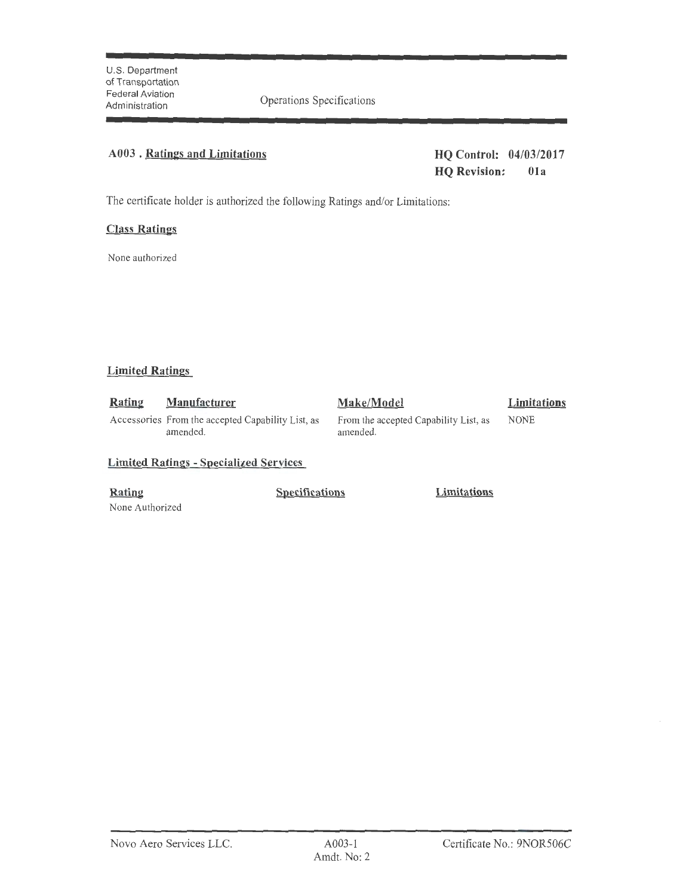U.S. Department of Transportation Federal Aviation Administration

Operations Specifications

## A003 . Ratings and Limitations

**HQ Control: 04/03/2017**
**HQ Revision: 01a**

The certificate holder is authorized the following Ratings and/or Limitations:

### Class Ratings

None authorized

### Limited Ratings

| Rating | Manufacturer | Make/Model | Limitations |
|---|---|---|---|
| Accessories | From the accepted Capability List, as amended. | From the accepted Capability List, as amended. | NONE |

### Limited Ratings - Specialized Services

| Rating | Specifications | Limitations |
|---|---|---|
| None Authorized | | |

Novo Aero Services LLC. A003-1 Amdt. No: 2 Certificate No.: 9NOR506C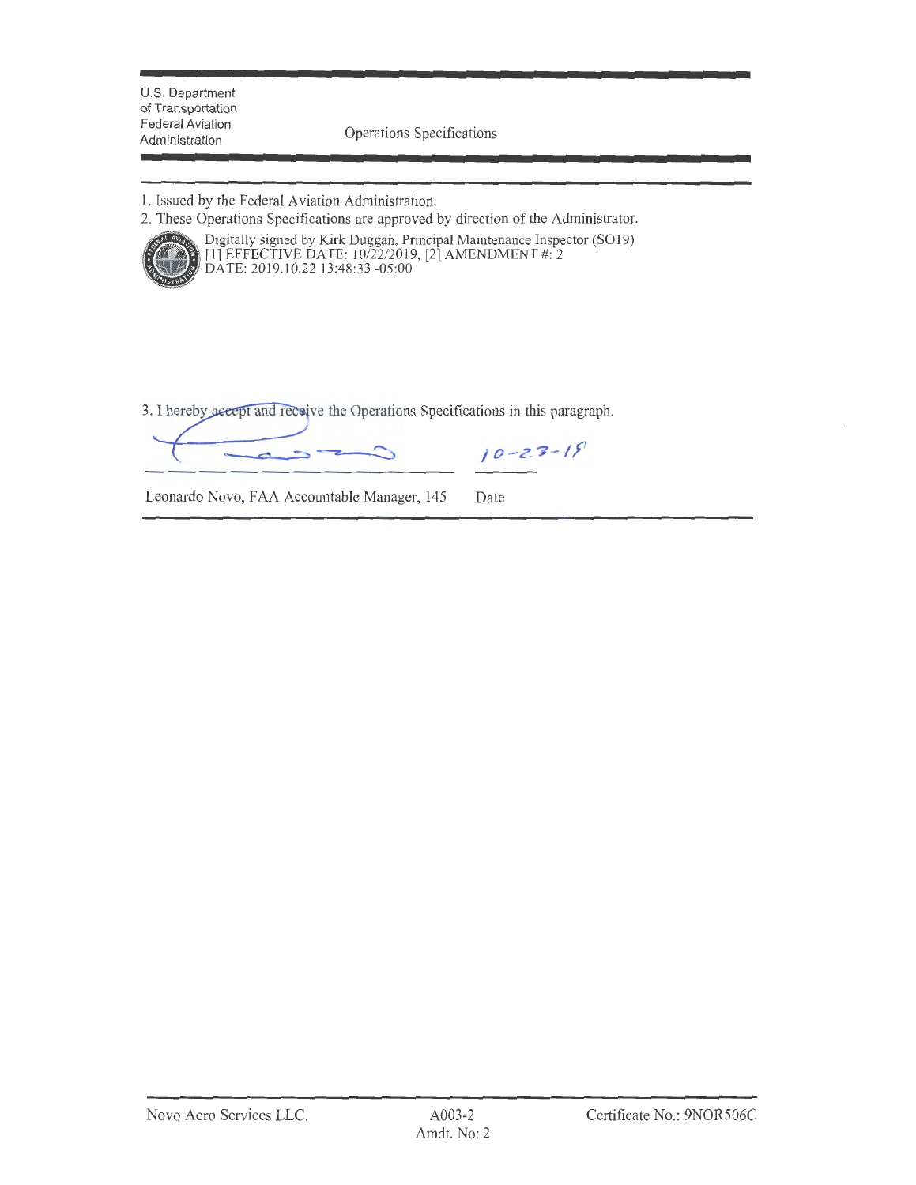U.S. Department of Transportation
Federal Aviation Administration

Operations Specifications

1. Issued by the Federal Aviation Administration.
2. These Operations Specifications are approved by direction of the Administrator.

Digitally signed by Kirk Duggan, Principal Maintenance Inspector (SO19)
[1] EFFECTIVE DATE: 10/22/2019, [2] AMENDMENT #: 2
DATE: 2019.10.22 13:48:33 -05:00

3. I hereby accept and receive the Operations Specifications in this paragraph.

10-23-19

Leonardo Novo, FAA Accountable Manager, 145 — Date

Novo Aero Services LLC. — A003-2 Amdt. No: 2 — Certificate No.: 9NOR506C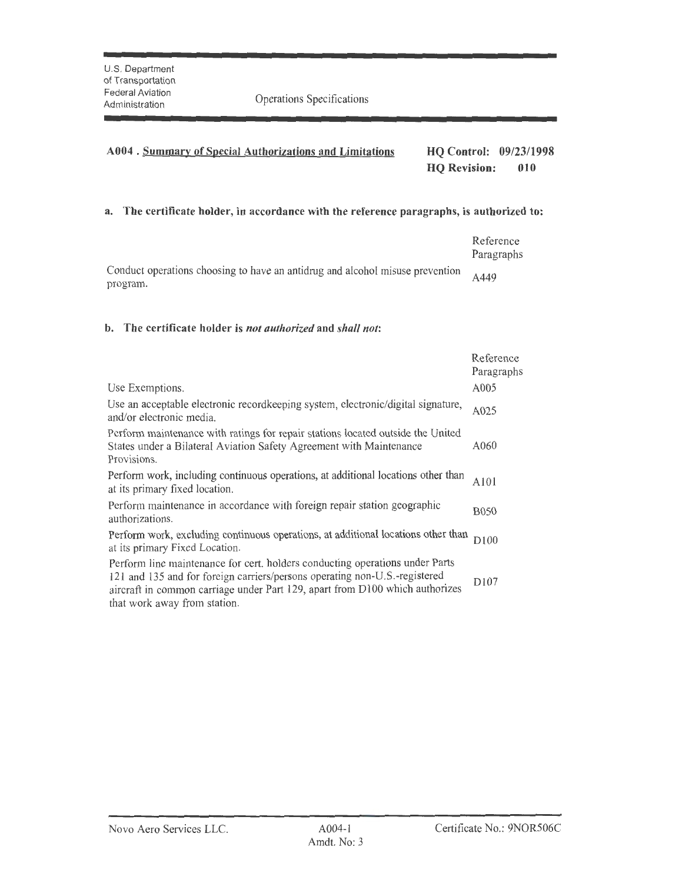U.S. Department of Transportation
Federal Aviation Administration

Operations Specifications

## A004 . Summary of Special Authorizations and Limitations

**HQ Control: 09/23/1998**
**HQ Revision: 010**

### a. The certificate holder, in accordance with the reference paragraphs, is authorized to:

| | Reference Paragraphs |
|---|---|
| Conduct operations choosing to have an antidrug and alcohol misuse prevention program. | A449 |

### b. The certificate holder is *not authorized* and *shall not*:

| | Reference Paragraphs |
|---|---|
| Use Exemptions. | A005 |
| Use an acceptable electronic recordkeeping system, electronic/digital signature, and/or electronic media. | A025 |
| Perform maintenance with ratings for repair stations located outside the United States under a Bilateral Aviation Safety Agreement with Maintenance Provisions. | A060 |
| Perform work, including continuous operations, at additional locations other than at its primary fixed location. | A101 |
| Perform maintenance in accordance with foreign repair station geographic authorizations. | B050 |
| Perform work, excluding continuous operations, at additional locations other than at its primary Fixed Location. | D100 |
| Perform line maintenance for cert. holders conducting operations under Parts 121 and 135 and for foreign carriers/persons operating non-U.S.-registered aircraft in common carriage under Part 129, apart from D100 which authorizes that work away from station. | D107 |

Novo Aero Services LLC. A004-1 Amdt. No: 3 Certificate No.: 9NOR506C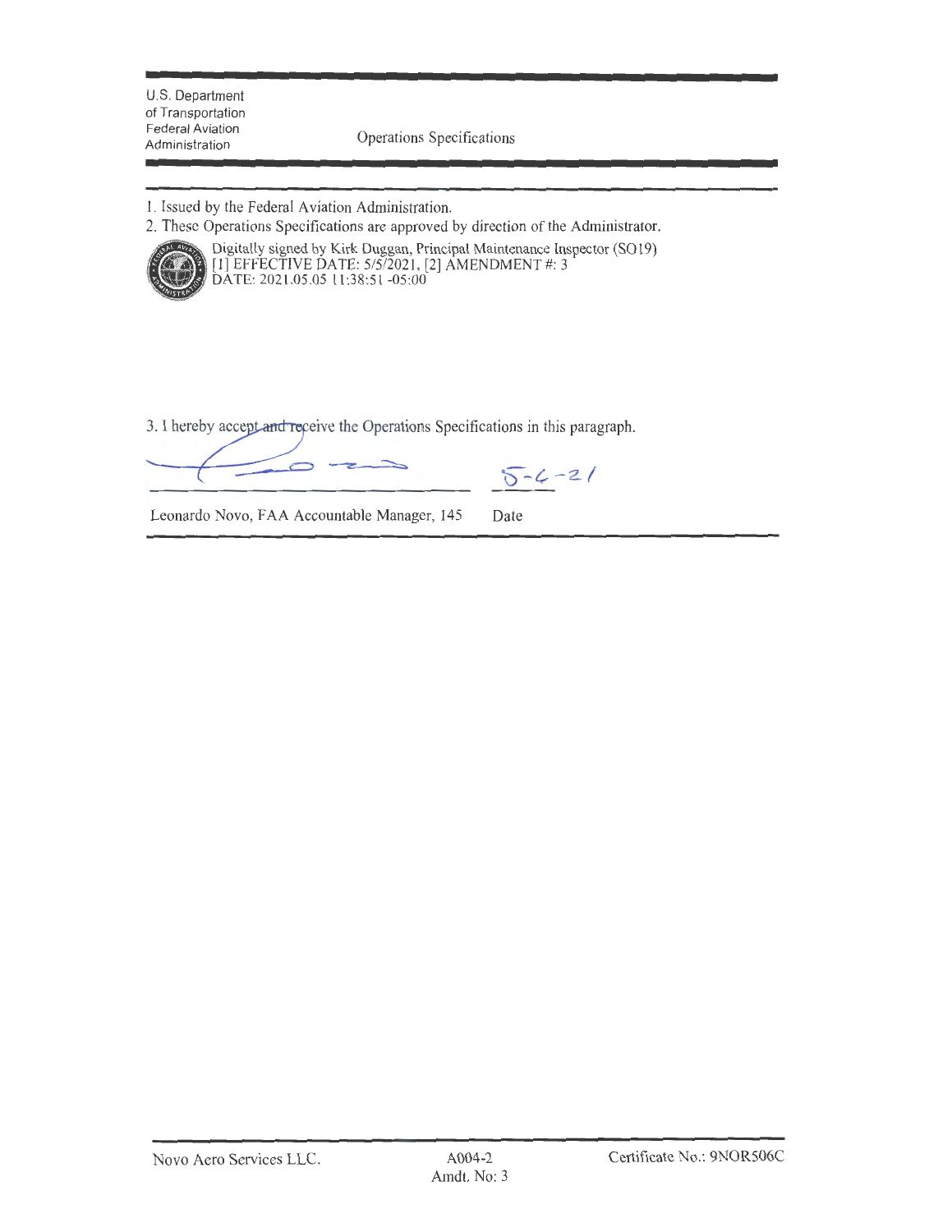U.S. Department of Transportation
Federal Aviation Administration

Operations Specifications

1. Issued by the Federal Aviation Administration.
2. These Operations Specifications are approved by direction of the Administrator.

Digitally signed by Kirk Duggan, Principal Maintenance Inspector (SO19)
[1] EFFECTIVE DATE: 5/5/2021, [2] AMENDMENT #: 3
DATE: 2021.05.05 11:38:51 -05:00

3. I hereby accept and receive the Operations Specifications in this paragraph.

Leonardo Novo, FAA Accountable Manager, 145 — Date: 5-6-21

Novo Aero Services LLC. — A004-2, Amdt. No: 3 — Certificate No.: 9NOR506C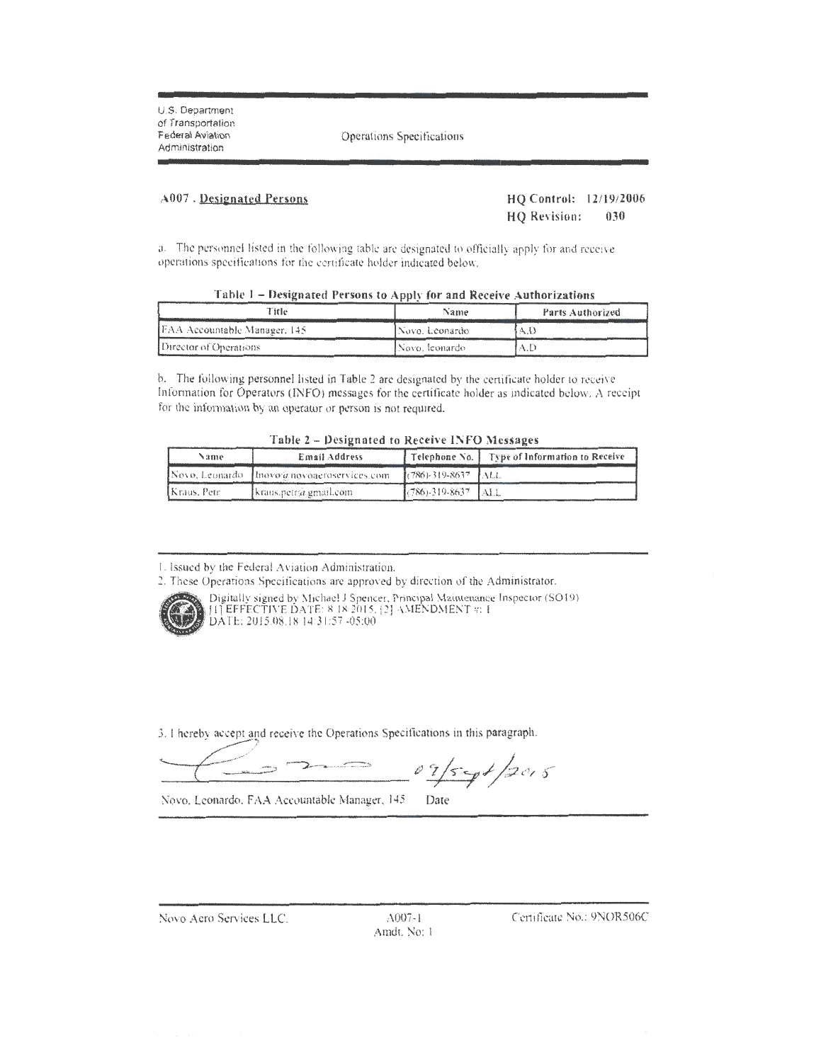U.S. Department of Transportation
Federal Aviation Administration

Operations Specifications

## A007. Designated Persons

**HQ Control:** 12/19/2006
**HQ Revision:** 030

a. The personnel listed in the following table are designated to officially apply for and receive operations specifications for the certificate holder indicated below.

**Table 1 – Designated Persons to Apply for and Receive Authorizations**

| Title | Name | Parts Authorized |
|---|---|---|
| FAA Accountable Manager, 145 | Novo, Leonardo | A,D |
| Director of Operations | Novo, leonardo | A,D |

b. The following personnel listed in Table 2 are designated by the certificate holder to receive Information for Operators (INFO) messages for the certificate holder as indicated below. A receipt for the information by an operator or person is not required.

**Table 2 – Designated to Receive INFO Messages**

| Name | Email Address | Telephone No. | Type of Information to Receive |
|---|---|---|---|
| Novo, Leonardo | lnovo@novoaeroservices.com | (786)-319-8637 | ALL |
| Kraus, Petr | kraus.petr@gmail.com | (786)-319-8637 | ALL |

1. Issued by the Federal Aviation Administration.
2. These Operations Specifications are approved by direction of the Administrator.

Digitally signed by Michael J Spencer, Principal Maintenance Inspector (SO19)
[1] EFFECTIVE DATE: 8/18/2015, [2] AMENDMENT #: 1
DATE: 2015.08.18 14:31:57 -05:00

3. I hereby accept and receive the Operations Specifications in this paragraph.

09/Sept/2015

Novo, Leonardo, FAA Accountable Manager, 145 &nbsp;&nbsp;&nbsp; Date

Novo Aero Services LLC. &nbsp;&nbsp;&nbsp; A007-1 Amdt. No: 1 &nbsp;&nbsp;&nbsp; Certificate No.: 9NOR506C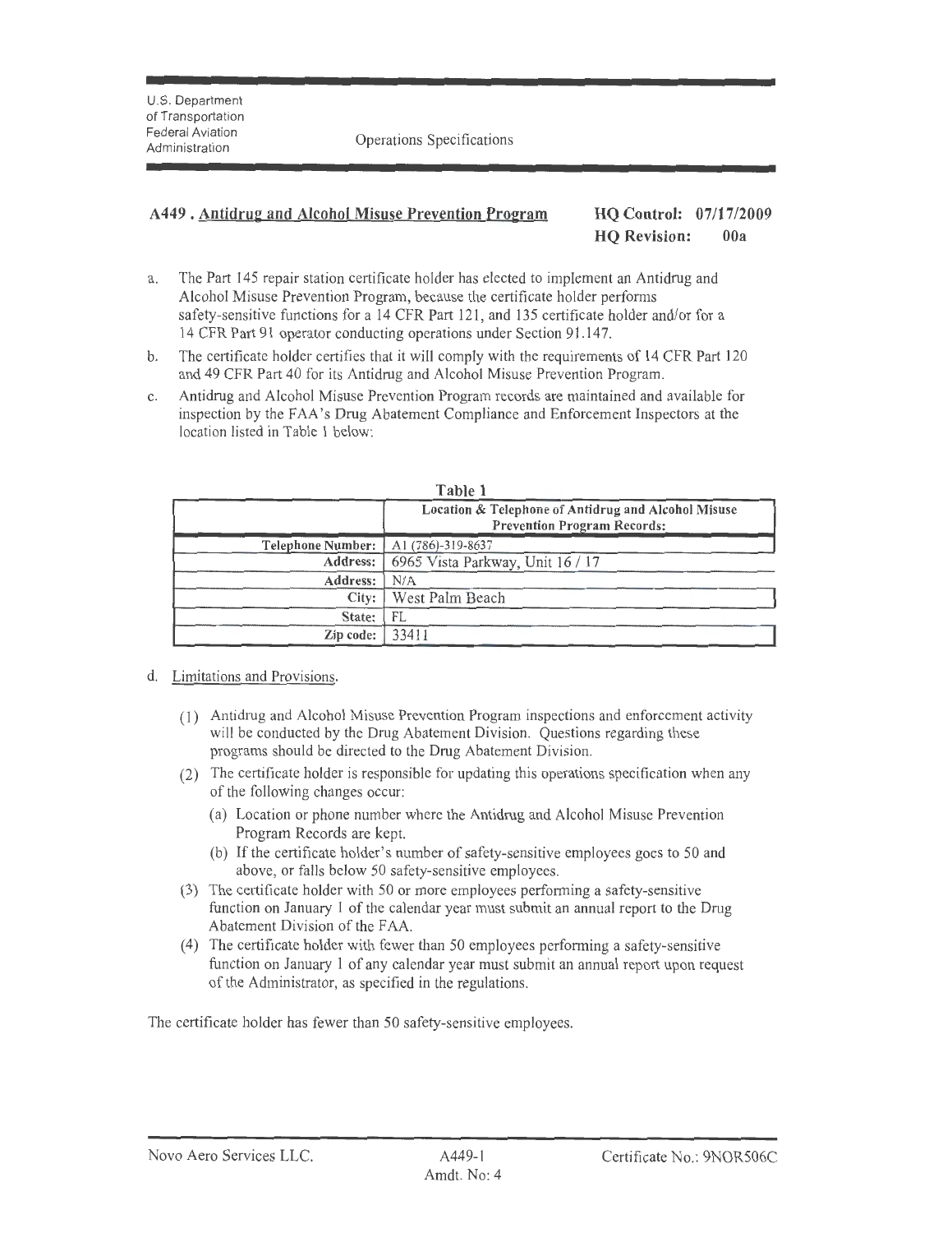Operations Specifications

## A449 . Antidrug and Alcohol Misuse Prevention Program

**HQ Control: 07/17/2009**
**HQ Revision: 00a**

a. The Part 145 repair station certificate holder has elected to implement an Antidrug and Alcohol Misuse Prevention Program, because the certificate holder performs safety-sensitive functions for a 14 CFR Part 121, and 135 certificate holder and/or for a 14 CFR Part 91 operator conducting operations under Section 91.147.

b. The certificate holder certifies that it will comply with the requirements of 14 CFR Part 120 and 49 CFR Part 40 for its Antidrug and Alcohol Misuse Prevention Program.

c. Antidrug and Alcohol Misuse Prevention Program records are maintained and available for inspection by the FAA's Drug Abatement Compliance and Enforcement Inspectors at the location listed in Table 1 below:

**Table 1**

| | Location & Telephone of Antidrug and Alcohol Misuse Prevention Program Records: |
|---|---|
| Telephone Number: | A1 (786)-319-8637 |
| Address: | 6965 Vista Parkway, Unit 16 / 17 |
| Address: | N/A |
| City: | West Palm Beach |
| State: | FL |
| Zip code: | 33411 |

d. Limitations and Provisions.

(1) Antidrug and Alcohol Misuse Prevention Program inspections and enforcement activity will be conducted by the Drug Abatement Division. Questions regarding these programs should be directed to the Drug Abatement Division.

(2) The certificate holder is responsible for updating this operations specification when any of the following changes occur:

(a) Location or phone number where the Antidrug and Alcohol Misuse Prevention Program Records are kept.

(b) If the certificate holder's number of safety-sensitive employees goes to 50 and above, or falls below 50 safety-sensitive employees.

(3) The certificate holder with 50 or more employees performing a safety-sensitive function on January 1 of the calendar year must submit an annual report to the Drug Abatement Division of the FAA.

(4) The certificate holder with fewer than 50 employees performing a safety-sensitive function on January 1 of any calendar year must submit an annual report upon request of the Administrator, as specified in the regulations.

The certificate holder has fewer than 50 safety-sensitive employees.

Novo Aero Services LLC. | A449-1 Amdt. No: 4 | Certificate No.: 9NOR506C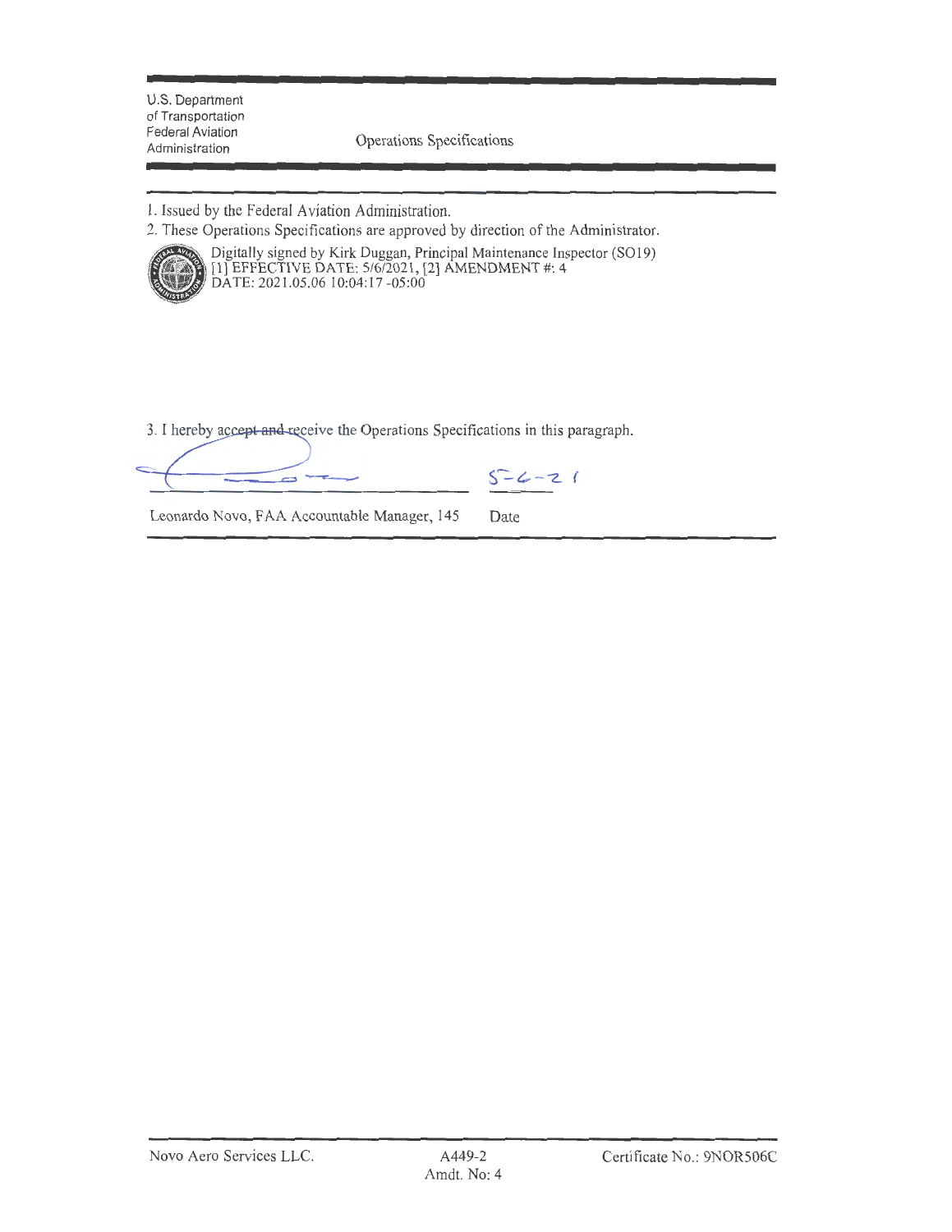U.S. Department of Transportation
Federal Aviation Administration

Operations Specifications

1. Issued by the Federal Aviation Administration.
2. These Operations Specifications are approved by direction of the Administrator.

Digitally signed by Kirk Duggan, Principal Maintenance Inspector (SO19)
[1] EFFECTIVE DATE: 5/6/2021, [2] AMENDMENT #: 4
DATE: 2021.05.06 10:04:17 -05:00

3. I hereby accept and receive the Operations Specifications in this paragraph.

5-6-21

Leonardo Novo, FAA Accountable Manager, 145 — Date

Novo Aero Services LLC. — A449-2 Amdt. No: 4 — Certificate No.: 9NOR506C